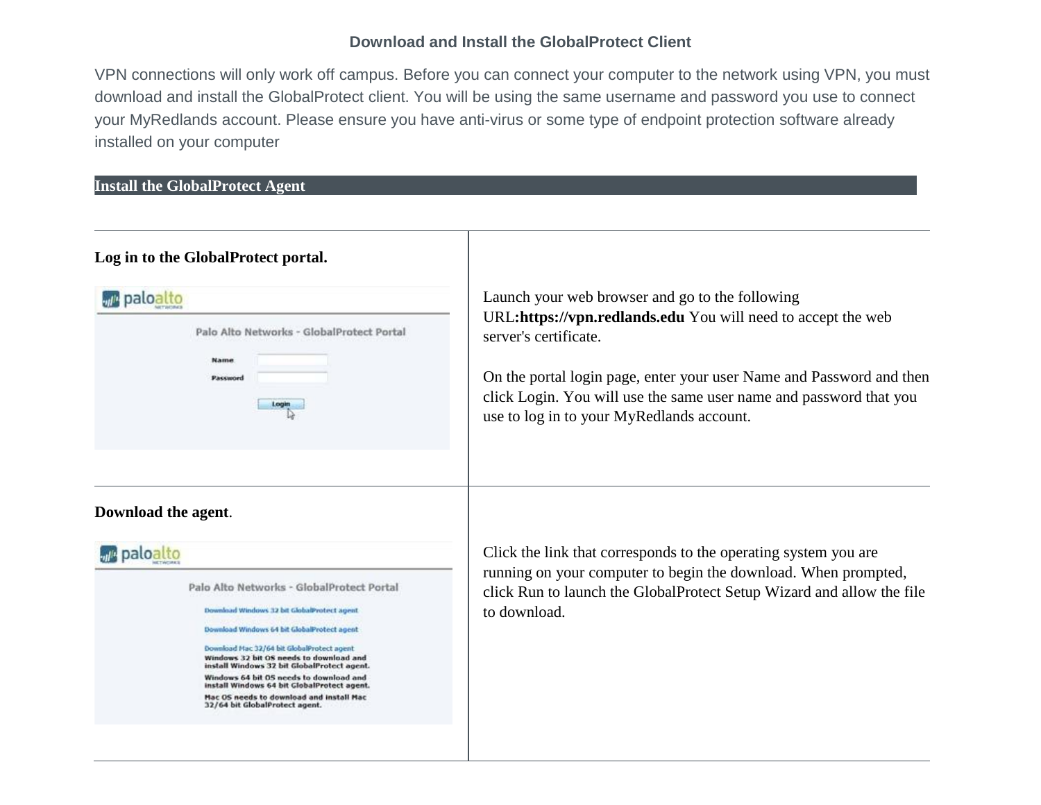## Download and Install the GlobalProtect Client

VPN connections will only work off campus. Before you can connect your computer to the network using VPN, you must download and install the GlobalProtect client. You will be using the same username and password you use to connect your MyRedlands account. Please ensure you have anti-virus or some type of endpoint protection software already installed on your computer

### Install the GlobalProtect Agent

| | |
|---|---|
| **Log in to the GlobalProtect portal.** | Launch your web browser and go to the following URL**:https://vpn.redlands.edu** You will need to accept the web server's certificate.<br><br>On the portal login page, enter your user Name and Password and then click Login. You will use the same user name and password that you use to log in to your MyRedlands account. |
| **Download the agent**. | Click the link that corresponds to the operating system you are running on your computer to begin the download. When prompted, click Run to launch the GlobalProtect Setup Wizard and allow the file to download. |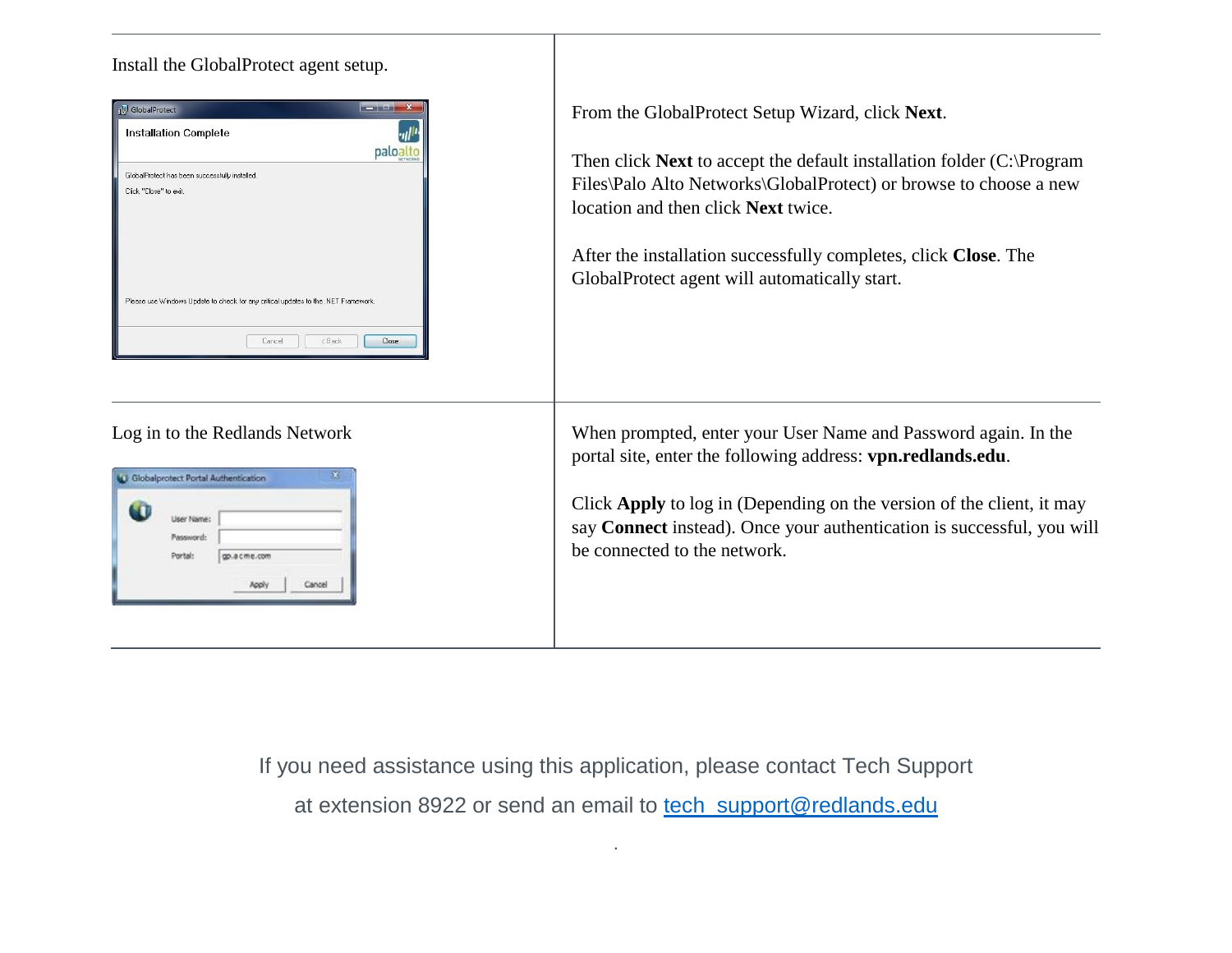| | |
|---|---|
| Install the GlobalProtect agent setup. | From the GlobalProtect Setup Wizard, click **Next**.<br><br>Then click **Next** to accept the default installation folder (C:\Program Files\Palo Alto Networks\GlobalProtect) or browse to choose a new location and then click **Next** twice.<br><br>After the installation successfully completes, click **Close**. The GlobalProtect agent will automatically start. |
| Log in to the Redlands Network | When prompted, enter your User Name and Password again. In the portal site, enter the following address: **vpn.redlands.edu**.<br><br>Click **Apply** to log in (Depending on the version of the client, it may say **Connect** instead). Once your authentication is successful, you will be connected to the network. |

If you need assistance using this application, please contact Tech Support at extension 8922 or send an email to tech_support@redlands.edu